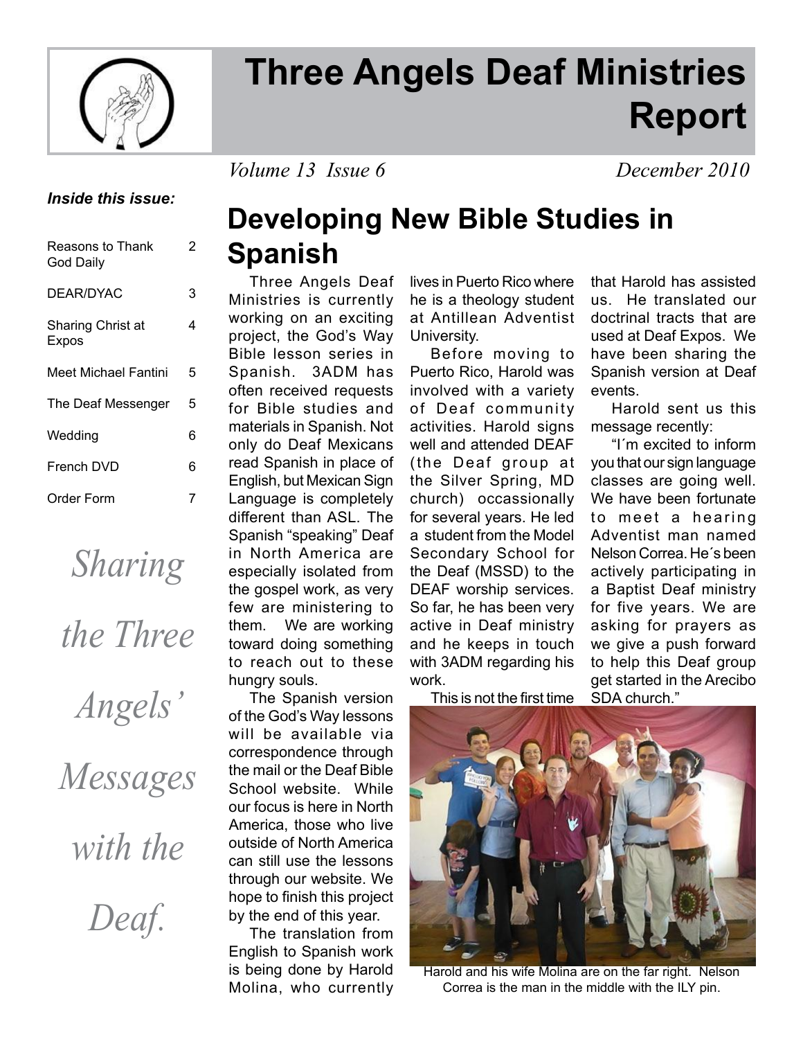# Three Angels Deaf Ministries Report

*Volume 13 Issue 6* *December 2010*

***Inside this issue:***

| | |
|---|---|
| Reasons to Thank God Daily | 2 |
| DEAR/DYAC | 3 |
| Sharing Christ at Expos | 4 |
| Meet Michael Fantini | 5 |
| The Deaf Messenger | 5 |
| Wedding | 6 |
| French DVD | 6 |
| Order Form | 7 |

*Sharing the Three Angels' Messages with the Deaf.*

## Developing New Bible Studies in Spanish

Three Angels Deaf Ministries is currently working on an exciting project, the God's Way Bible lesson series in Spanish. 3ADM has often received requests for Bible studies and materials in Spanish. Not only do Deaf Mexicans read Spanish in place of English, but Mexican Sign Language is completely different than ASL. The Spanish "speaking" Deaf in North America are especially isolated from the gospel work, as very few are ministering to them. We are working toward doing something to reach out to these hungry souls.

The Spanish version of the God's Way lessons will be available via correspondence through the mail or the Deaf Bible School website. While our focus is here in North America, those who live outside of North America can still use the lessons through our website. We hope to finish this project by the end of this year.

The translation from English to Spanish work is being done by Harold Molina, who currently lives in Puerto Rico where he is a theology student at Antillean Adventist University.

Before moving to Puerto Rico, Harold was involved with a variety of Deaf community activities. Harold signs well and attended DEAF (the Deaf group at the Silver Spring, MD church) occassionally for several years. He led a student from the Model Secondary School for the Deaf (MSSD) to the DEAF worship services. So far, he has been very active in Deaf ministry and he keeps in touch with 3ADM regarding his work.

This is not the first time that Harold has assisted us. He translated our doctrinal tracts that are used at Deaf Expos. We have been sharing the Spanish version at Deaf events.

Harold sent us this message recently:

"I´m excited to inform you that our sign language classes are going well. We have been fortunate to meet a hearing Adventist man named Nelson Correa. He´s been actively participating in a Baptist Deaf ministry for five years. We are asking for prayers as we give a push forward to help this Deaf group get started in the Arecibo SDA church."

Harold and his wife Molina are on the far right. Nelson Correa is the man in the middle with the ILY pin.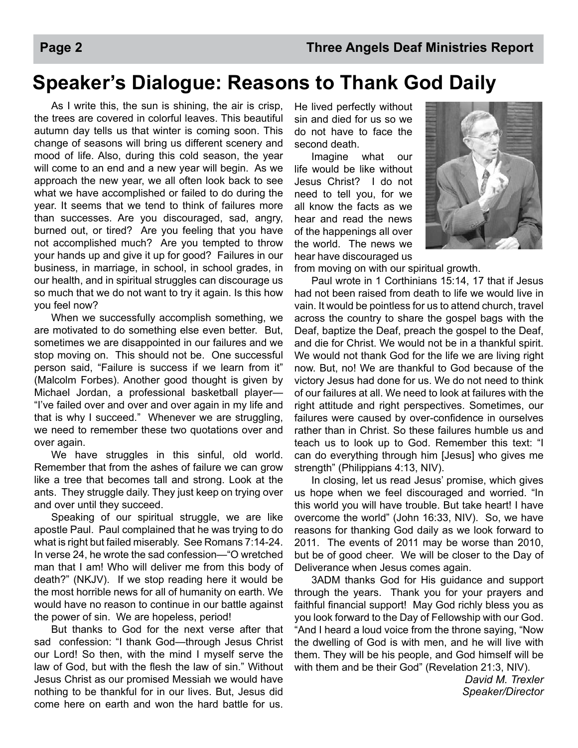# Speaker's Dialogue: Reasons to Thank God Daily

As I write this, the sun is shining, the air is crisp, the trees are covered in colorful leaves. This beautiful autumn day tells us that winter is coming soon. This change of seasons will bring us different scenery and mood of life. Also, during this cold season, the year will come to an end and a new year will begin. As we approach the new year, we all often look back to see what we have accomplished or failed to do during the year. It seems that we tend to think of failures more than successes. Are you discouraged, sad, angry, burned out, or tired? Are you feeling that you have not accomplished much? Are you tempted to throw your hands up and give it up for good? Failures in our business, in marriage, in school, in school grades, in our health, and in spiritual struggles can discourage us so much that we do not want to try it again. Is this how you feel now?

When we successfully accomplish something, we are motivated to do something else even better. But, sometimes we are disappointed in our failures and we stop moving on. This should not be. One successful person said, "Failure is success if we learn from it" (Malcolm Forbes). Another good thought is given by Michael Jordan, a professional basketball player—"I've failed over and over and over again in my life and that is why I succeed." Whenever we are struggling, we need to remember these two quotations over and over again.

We have struggles in this sinful, old world. Remember that from the ashes of failure we can grow like a tree that becomes tall and strong. Look at the ants. They struggle daily. They just keep on trying over and over until they succeed.

Speaking of our spiritual struggle, we are like apostle Paul. Paul complained that he was trying to do what is right but failed miserably. See Romans 7:14-24. In verse 24, he wrote the sad confession—"O wretched man that I am! Who will deliver me from this body of death?" (NKJV). If we stop reading here it would be the most horrible news for all of humanity on earth. We would have no reason to continue in our battle against the power of sin. We are hopeless, period!

But thanks to God for the next verse after that sad confession: "I thank God—through Jesus Christ our Lord! So then, with the mind I myself serve the law of God, but with the flesh the law of sin." Without Jesus Christ as our promised Messiah we would have nothing to be thankful for in our lives. But, Jesus did come here on earth and won the hard battle for us. He lived perfectly without sin and died for us so we do not have to face the second death.

Imagine what our life would be like without Jesus Christ? I do not need to tell you, for we all know the facts as we hear and read the news of the happenings all over the world. The news we hear have discouraged us from moving on with our spiritual growth.

Paul wrote in 1 Corthinians 15:14, 17 that if Jesus had not been raised from death to life we would live in vain. It would be pointless for us to attend church, travel across the country to share the gospel bags with the Deaf, baptize the Deaf, preach the gospel to the Deaf, and die for Christ. We would not be in a thankful spirit. We would not thank God for the life we are living right now. But, no! We are thankful to God because of the victory Jesus had done for us. We do not need to think of our failures at all. We need to look at failures with the right attitude and right perspectives. Sometimes, our failures were caused by over-confidence in ourselves rather than in Christ. So these failures humble us and teach us to look up to God. Remember this text: "I can do everything through him [Jesus] who gives me strength" (Philippians 4:13, NIV).

In closing, let us read Jesus' promise, which gives us hope when we feel discouraged and worried. "In this world you will have trouble. But take heart! I have overcome the world" (John 16:33, NIV). So, we have reasons for thanking God daily as we look forward to 2011. The events of 2011 may be worse than 2010, but be of good cheer. We will be closer to the Day of Deliverance when Jesus comes again.

3ADM thanks God for His guidance and support through the years. Thank you for your prayers and faithful financial support! May God richly bless you as you look forward to the Day of Fellowship with our God. "And I heard a loud voice from the throne saying, "Now the dwelling of God is with men, and he will live with them. They will be his people, and God himself will be with them and be their God" (Revelation 21:3, NIV).

*David M. Trexler*
*Speaker/Director*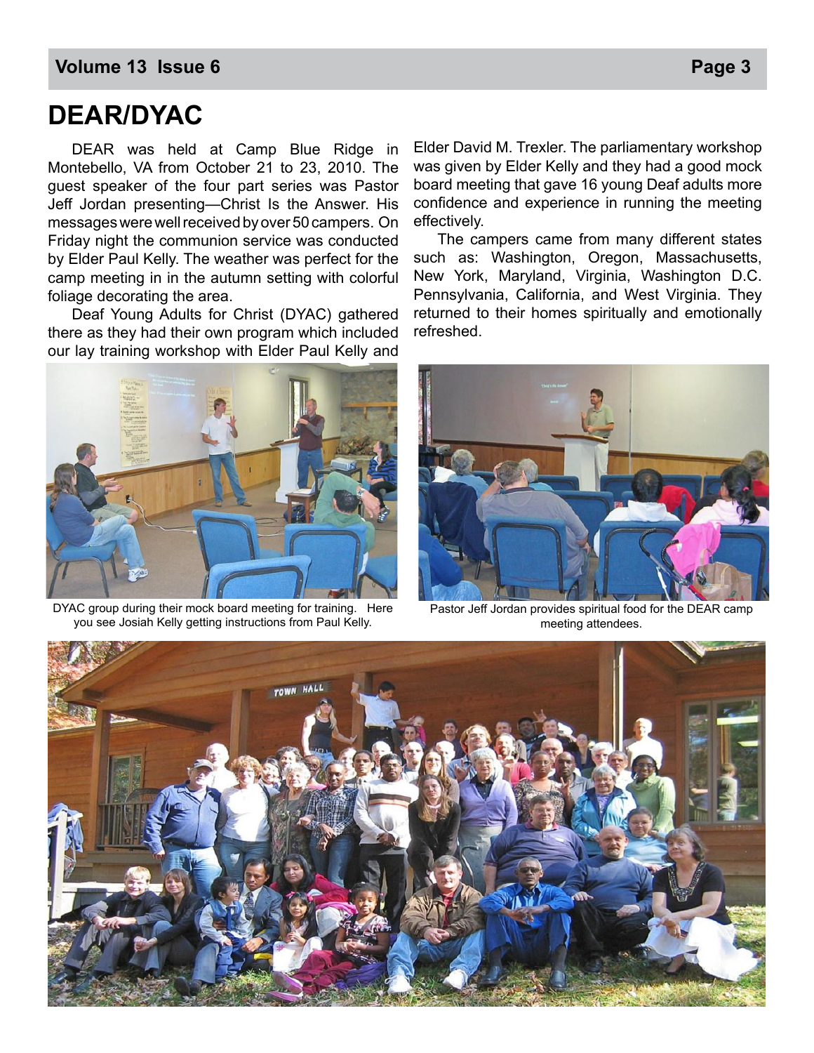# DEAR/DYAC

DEAR was held at Camp Blue Ridge in Montebello, VA from October 21 to 23, 2010. The guest speaker of the four part series was Pastor Jeff Jordan presenting—Christ Is the Answer. His messages were well received by over 50 campers. On Friday night the communion service was conducted by Elder Paul Kelly. The weather was perfect for the camp meeting in in the autumn setting with colorful foliage decorating the area.

Deaf Young Adults for Christ (DYAC) gathered there as they had their own program which included our lay training workshop with Elder Paul Kelly and Elder David M. Trexler. The parliamentary workshop was given by Elder Kelly and they had a good mock board meeting that gave 16 young Deaf adults more confidence and experience in running the meeting effectively.

The campers came from many different states such as: Washington, Oregon, Massachusetts, New York, Maryland, Virginia, Washington D.C. Pennsylvania, California, and West Virginia. They returned to their homes spiritually and emotionally refreshed.

DYAC group during their mock board meeting for training. Here you see Josiah Kelly getting instructions from Paul Kelly.

Pastor Jeff Jordan provides spiritual food for the DEAR camp meeting attendees.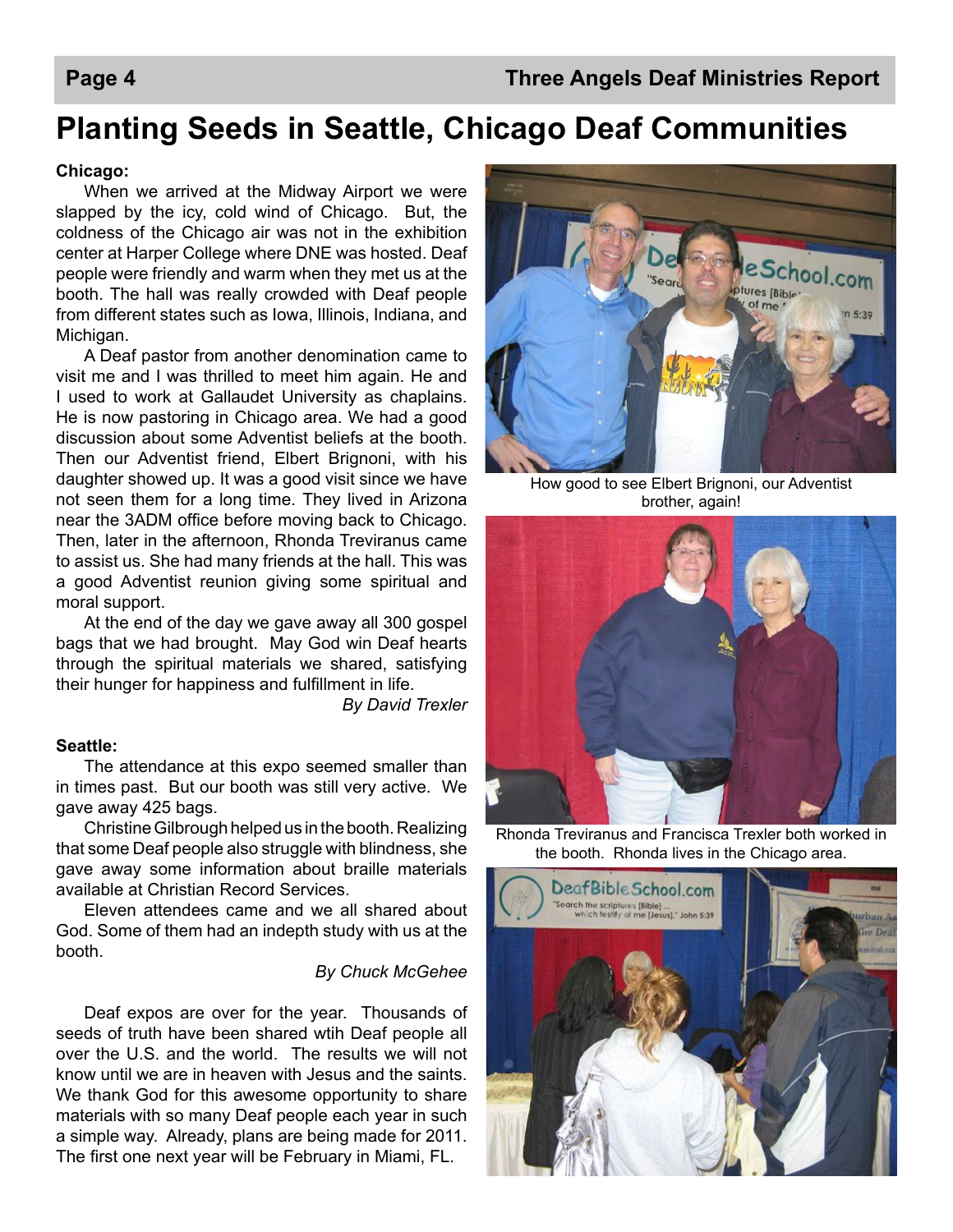# Planting Seeds in Seattle, Chicago Deaf Communities

**Chicago:**

When we arrived at the Midway Airport we were slapped by the icy, cold wind of Chicago. But, the coldness of the Chicago air was not in the exhibition center at Harper College where DNE was hosted. Deaf people were friendly and warm when they met us at the booth. The hall was really crowded with Deaf people from different states such as Iowa, Illinois, Indiana, and Michigan.

A Deaf pastor from another denomination came to visit me and I was thrilled to meet him again. He and I used to work at Gallaudet University as chaplains. He is now pastoring in Chicago area. We had a good discussion about some Adventist beliefs at the booth. Then our Adventist friend, Elbert Brignoni, with his daughter showed up. It was a good visit since we have not seen them for a long time. They lived in Arizona near the 3ADM office before moving back to Chicago. Then, later in the afternoon, Rhonda Treviranus came to assist us. She had many friends at the hall. This was a good Adventist reunion giving some spiritual and moral support.

At the end of the day we gave away all 300 gospel bags that we had brought. May God win Deaf hearts through the spiritual materials we shared, satisfying their hunger for happiness and fulfillment in life.

*By David Trexler*

**Seattle:**

The attendance at this expo seemed smaller than in times past. But our booth was still very active. We gave away 425 bags.

Christine Gilbrough helped us in the booth. Realizing that some Deaf people also struggle with blindness, she gave away some information about braille materials available at Christian Record Services.

Eleven attendees came and we all shared about God. Some of them had an indepth study with us at the booth.

*By Chuck McGehee*

Deaf expos are over for the year. Thousands of seeds of truth have been shared wtih Deaf people all over the U.S. and the world. The results we will not know until we are in heaven with Jesus and the saints. We thank God for this awesome opportunity to share materials with so many Deaf people each year in such a simple way. Already, plans are being made for 2011. The first one next year will be February in Miami, FL.

How good to see Elbert Brignoni, our Adventist brother, again!

Rhonda Treviranus and Francisca Trexler both worked in the booth. Rhonda lives in the Chicago area.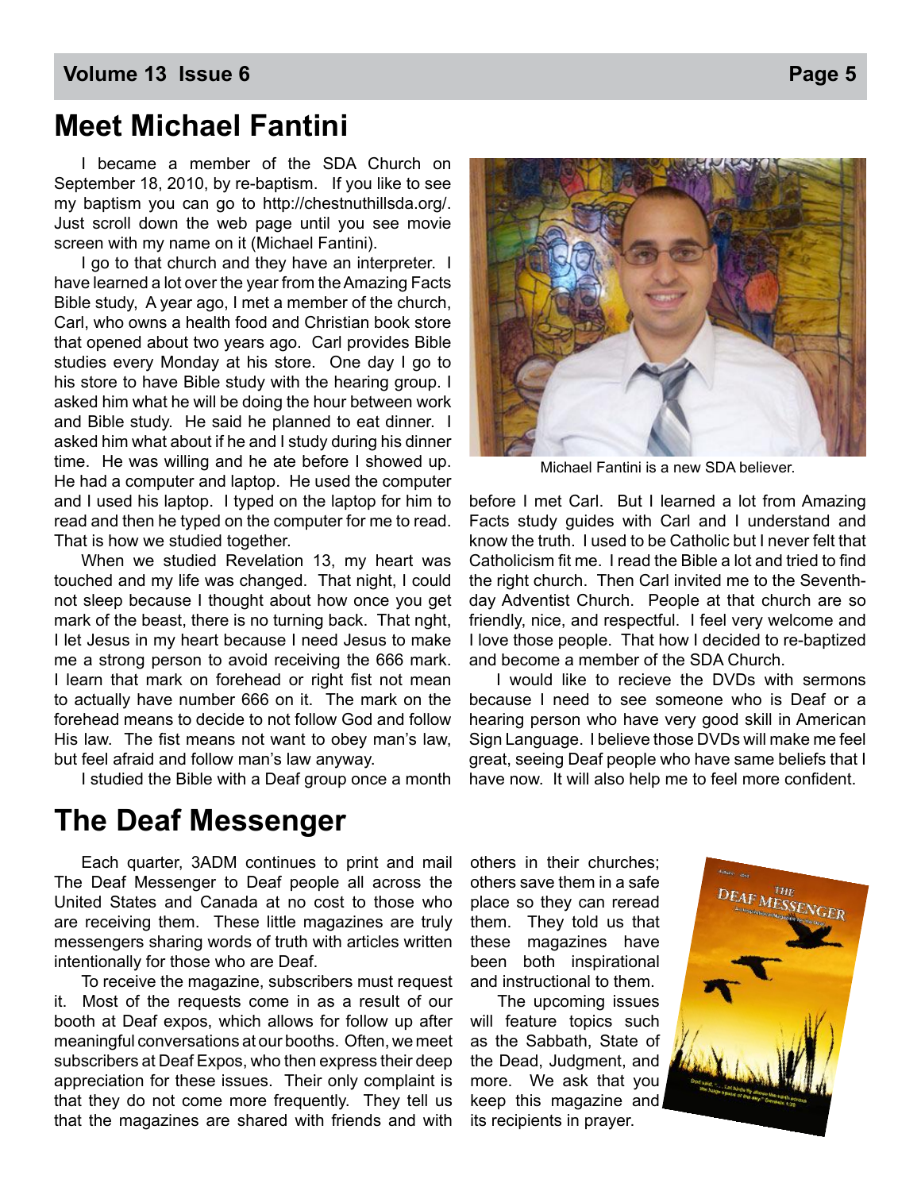## Meet Michael Fantini

I became a member of the SDA Church on September 18, 2010, by re-baptism. If you like to see my baptism you can go to http://chestnuthillsda.org/. Just scroll down the web page until you see movie screen with my name on it (Michael Fantini).

I go to that church and they have an interpreter. I have learned a lot over the year from the Amazing Facts Bible study, A year ago, I met a member of the church, Carl, who owns a health food and Christian book store that opened about two years ago. Carl provides Bible studies every Monday at his store. One day I go to his store to have Bible study with the hearing group. I asked him what he will be doing the hour between work and Bible study. He said he planned to eat dinner. I asked him what about if he and I study during his dinner time. He was willing and he ate before I showed up. He had a computer and laptop. He used the computer and I used his laptop. I typed on the laptop for him to read and then he typed on the computer for me to read. That is how we studied together.

When we studied Revelation 13, my heart was touched and my life was changed. That night, I could not sleep because I thought about how once you get mark of the beast, there is no turning back. That nght, I let Jesus in my heart because I need Jesus to make me a strong person to avoid receiving the 666 mark. I learn that mark on forehead or right fist not mean to actually have number 666 on it. The mark on the forehead means to decide to not follow God and follow His law. The fist means not want to obey man's law, but feel afraid and follow man's law anyway.

I studied the Bible with a Deaf group once a month before I met Carl. But I learned a lot from Amazing Facts study guides with Carl and I understand and know the truth. I used to be Catholic but I never felt that Catholicism fit me. I read the Bible a lot and tried to find the right church. Then Carl invited me to the Seventh-day Adventist Church. People at that church are so friendly, nice, and respectful. I feel very welcome and I love those people. That how I decided to re-baptized and become a member of the SDA Church.

I would like to recieve the DVDs with sermons because I need to see someone who is Deaf or a hearing person who have very good skill in American Sign Language. I believe those DVDs will make me feel great, seeing Deaf people who have same beliefs that I have now. It will also help me to feel more confident.

Michael Fantini is a new SDA believer.

## The Deaf Messenger

Each quarter, 3ADM continues to print and mail The Deaf Messenger to Deaf people all across the United States and Canada at no cost to those who are receiving them. These little magazines are truly messengers sharing words of truth with articles written intentionally for those who are Deaf.

To receive the magazine, subscribers must request it. Most of the requests come in as a result of our booth at Deaf expos, which allows for follow up after meaningful conversations at our booths. Often, we meet subscribers at Deaf Expos, who then express their deep appreciation for these issues. Their only complaint is that they do not come more frequently. They tell us that the magazines are shared with friends and with others in their churches; others save them in a safe place so they can reread them. They told us that these magazines have been both inspirational and instructional to them.

The upcoming issues will feature topics such as the Sabbath, State of the Dead, Judgment, and more. We ask that you keep this magazine and its recipients in prayer.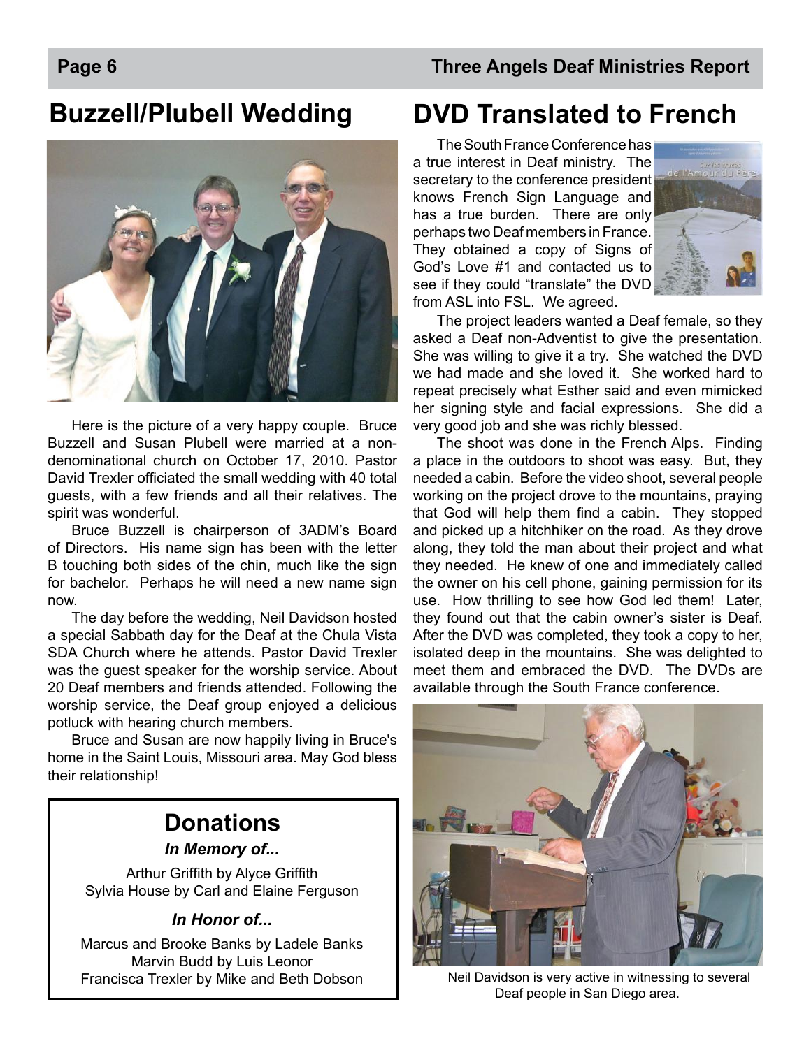## Buzzell/Plubell Wedding

Here is the picture of a very happy couple. Bruce Buzzell and Susan Plubell were married at a non-denominational church on October 17, 2010. Pastor David Trexler officiated the small wedding with 40 total guests, with a few friends and all their relatives. The spirit was wonderful.

Bruce Buzzell is chairperson of 3ADM's Board of Directors. His name sign has been with the letter B touching both sides of the chin, much like the sign for bachelor. Perhaps he will need a new name sign now.

The day before the wedding, Neil Davidson hosted a special Sabbath day for the Deaf at the Chula Vista SDA Church where he attends. Pastor David Trexler was the guest speaker for the worship service. About 20 Deaf members and friends attended. Following the worship service, the Deaf group enjoyed a delicious potluck with hearing church members.

Bruce and Susan are now happily living in Bruce's home in the Saint Louis, Missouri area. May God bless their relationship!

## Donations

***In Memory of...***

Arthur Griffith by Alyce Griffith
Sylvia House by Carl and Elaine Ferguson

***In Honor of...***

Marcus and Brooke Banks by Ladele Banks
Marvin Budd by Luis Leonor
Francisca Trexler by Mike and Beth Dobson

## DVD Translated to French

The South France Conference has a true interest in Deaf ministry. The secretary to the conference president knows French Sign Language and has a true burden. There are only perhaps two Deaf members in France. They obtained a copy of Signs of God's Love #1 and contacted us to see if they could "translate" the DVD from ASL into FSL. We agreed.

The project leaders wanted a Deaf female, so they asked a Deaf non-Adventist to give the presentation. She was willing to give it a try. She watched the DVD we had made and she loved it. She worked hard to repeat precisely what Esther said and even mimicked her signing style and facial expressions. She did a very good job and she was richly blessed.

The shoot was done in the French Alps. Finding a place in the outdoors to shoot was easy. But, they needed a cabin. Before the video shoot, several people working on the project drove to the mountains, praying that God will help them find a cabin. They stopped and picked up a hitchhiker on the road. As they drove along, they told the man about their project and what they needed. He knew of one and immediately called the owner on his cell phone, gaining permission for its use. How thrilling to see how God led them! Later, they found out that the cabin owner's sister is Deaf. After the DVD was completed, they took a copy to her, isolated deep in the mountains. She was delighted to meet them and embraced the DVD. The DVDs are available through the South France conference.

Neil Davidson is very active in witnessing to several Deaf people in San Diego area.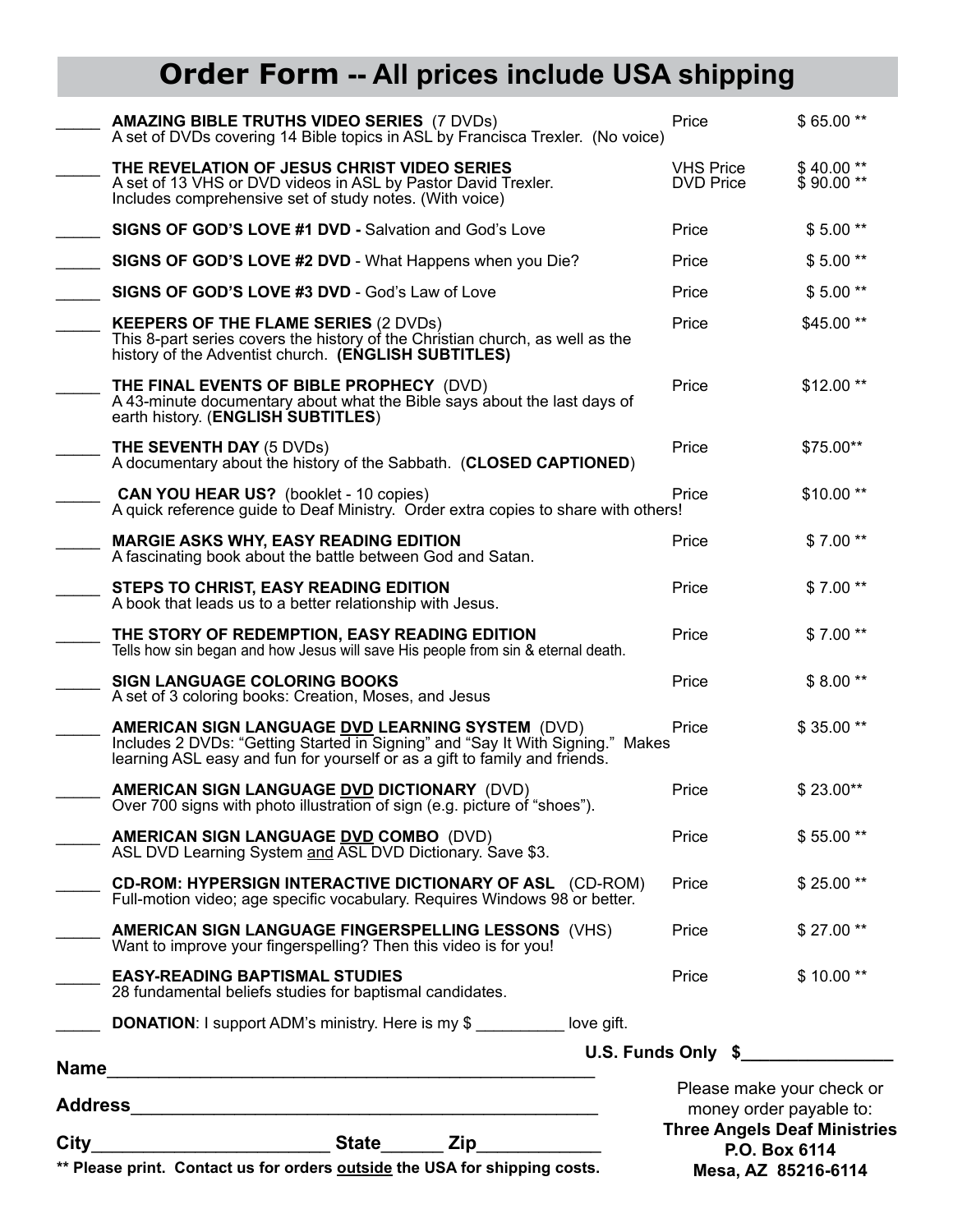# Order Form -- All prices include USA shipping

| Qty | Item | | Price |
|---|---|---|---|
| _____ | **AMAZING BIBLE TRUTHS VIDEO SERIES** (7 DVDs)<br>A set of DVDs covering 14 Bible topics in ASL by Francisca Trexler. (No voice) | Price | $ 65.00 ** |
| _____ | **THE REVELATION OF JESUS CHRIST VIDEO SERIES**<br>A set of 13 VHS or DVD videos in ASL by Pastor David Trexler. Includes comprehensive set of study notes. (With voice) | VHS Price<br>DVD Price | $ 40.00 **<br>$ 90.00 ** |
| _____ | **SIGNS OF GOD'S LOVE #1 DVD -** Salvation and God's Love | Price | $ 5.00 ** |
| _____ | **SIGNS OF GOD'S LOVE #2 DVD** - What Happens when you Die? | Price | $ 5.00 ** |
| _____ | **SIGNS OF GOD'S LOVE #3 DVD** - God's Law of Love | Price | $ 5.00 ** |
| _____ | **KEEPERS OF THE FLAME SERIES** (2 DVDs)<br>This 8-part series covers the history of the Christian church, as well as the history of the Adventist church. **(ENGLISH SUBTITLES)** | Price | $45.00 ** |
| _____ | **THE FINAL EVENTS OF BIBLE PROPHECY** (DVD)<br>A 43-minute documentary about what the Bible says about the last days of earth history. (**ENGLISH SUBTITLES**) | Price | $12.00 ** |
| _____ | **THE SEVENTH DAY** (5 DVDs)<br>A documentary about the history of the Sabbath. (**CLOSED CAPTIONED**) | Price | $75.00** |
| _____ | **CAN YOU HEAR US?** (booklet - 10 copies)<br>A quick reference guide to Deaf Ministry. Order extra copies to share with others! | Price | $10.00 ** |
| _____ | **MARGIE ASKS WHY, EASY READING EDITION**<br>A fascinating book about the battle between God and Satan. | Price | $ 7.00 ** |
| _____ | **STEPS TO CHRIST, EASY READING EDITION**<br>A book that leads us to a better relationship with Jesus. | Price | $ 7.00 ** |
| _____ | **THE STORY OF REDEMPTION, EASY READING EDITION**<br>Tells how sin began and how Jesus will save His people from sin & eternal death. | Price | $ 7.00 ** |
| _____ | **SIGN LANGUAGE COLORING BOOKS**<br>A set of 3 coloring books: Creation, Moses, and Jesus | Price | $ 8.00 ** |
| _____ | **AMERICAN SIGN LANGUAGE DVD LEARNING SYSTEM** (DVD)<br>Includes 2 DVDs: "Getting Started in Signing" and "Say It With Signing." Makes learning ASL easy and fun for yourself or as a gift to family and friends. | Price | $ 35.00 ** |
| _____ | **AMERICAN SIGN LANGUAGE DVD DICTIONARY** (DVD)<br>Over 700 signs with photo illustration of sign (e.g. picture of "shoes"). | Price | $ 23.00** |
| _____ | **AMERICAN SIGN LANGUAGE DVD COMBO** (DVD)<br>ASL DVD Learning System and ASL DVD Dictionary. Save $3. | Price | $ 55.00 ** |
| _____ | **CD-ROM: HYPERSIGN INTERACTIVE DICTIONARY OF ASL** (CD-ROM)<br>Full-motion video; age specific vocabulary. Requires Windows 98 or better. | Price | $ 25.00 ** |
| _____ | **AMERICAN SIGN LANGUAGE FINGERSPELLING LESSONS** (VHS)<br>Want to improve your fingerspelling? Then this video is for you! | Price | $ 27.00 ** |
| _____ | **EASY-READING BAPTISMAL STUDIES**<br>28 fundamental beliefs studies for baptismal candidates. | Price | $ 10.00 ** |
| _____ | **DONATION**: I support ADM's ministry. Here is my $ __________ love gift. | | |

**U.S. Funds Only $________________**

**Name**_________________________________________________

**Address**_______________________________________________

**City**_______________________ **State**______ **Zip**____________

**** Please print. Contact us for orders outside the USA for shipping costs.**

Please make your check or money order payable to:
**Three Angels Deaf Ministries**
**P.O. Box 6114**
**Mesa, AZ 85216-6114**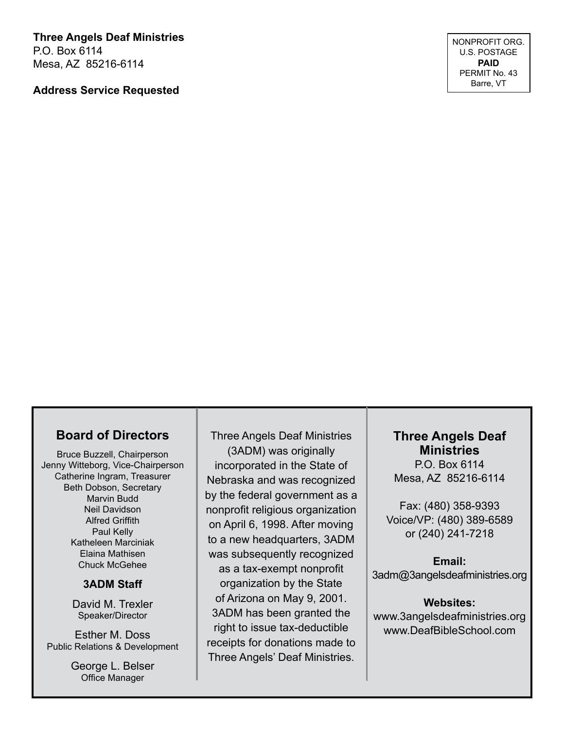**Three Angels Deaf Ministries**
P.O. Box 6114
Mesa, AZ 85216-6114

**Address Service Requested**

NONPROFIT ORG.
U.S. POSTAGE
**PAID**
PERMIT No. 43
Barre, VT

## Board of Directors

Bruce Buzzell, Chairperson
Jenny Witteborg, Vice-Chairperson
Catherine Ingram, Treasurer
Beth Dobson, Secretary
Marvin Budd
Neil Davidson
Alfred Griffith
Paul Kelly
Katheleen Marciniak
Elaina Mathisen
Chuck McGehee

**3ADM Staff**

David M. Trexler
Speaker/Director

Esther M. Doss
Public Relations & Development

George L. Belser
Office Manager

Three Angels Deaf Ministries (3ADM) was originally incorporated in the State of Nebraska and was recognized by the federal government as a nonprofit religious organization on April 6, 1998. After moving to a new headquarters, 3ADM was subsequently recognized as a tax-exempt nonprofit organization by the State of Arizona on May 9, 2001. 3ADM has been granted the right to issue tax-deductible receipts for donations made to Three Angels' Deaf Ministries.

## Three Angels Deaf Ministries

P.O. Box 6114
Mesa, AZ 85216-6114

Fax: (480) 358-9393
Voice/VP: (480) 389-6589
or (240) 241-7218

**Email:**
3adm@3angelsdeafministries.org

**Websites:**
www.3angelsdeafministries.org
www.DeafBibleSchool.com